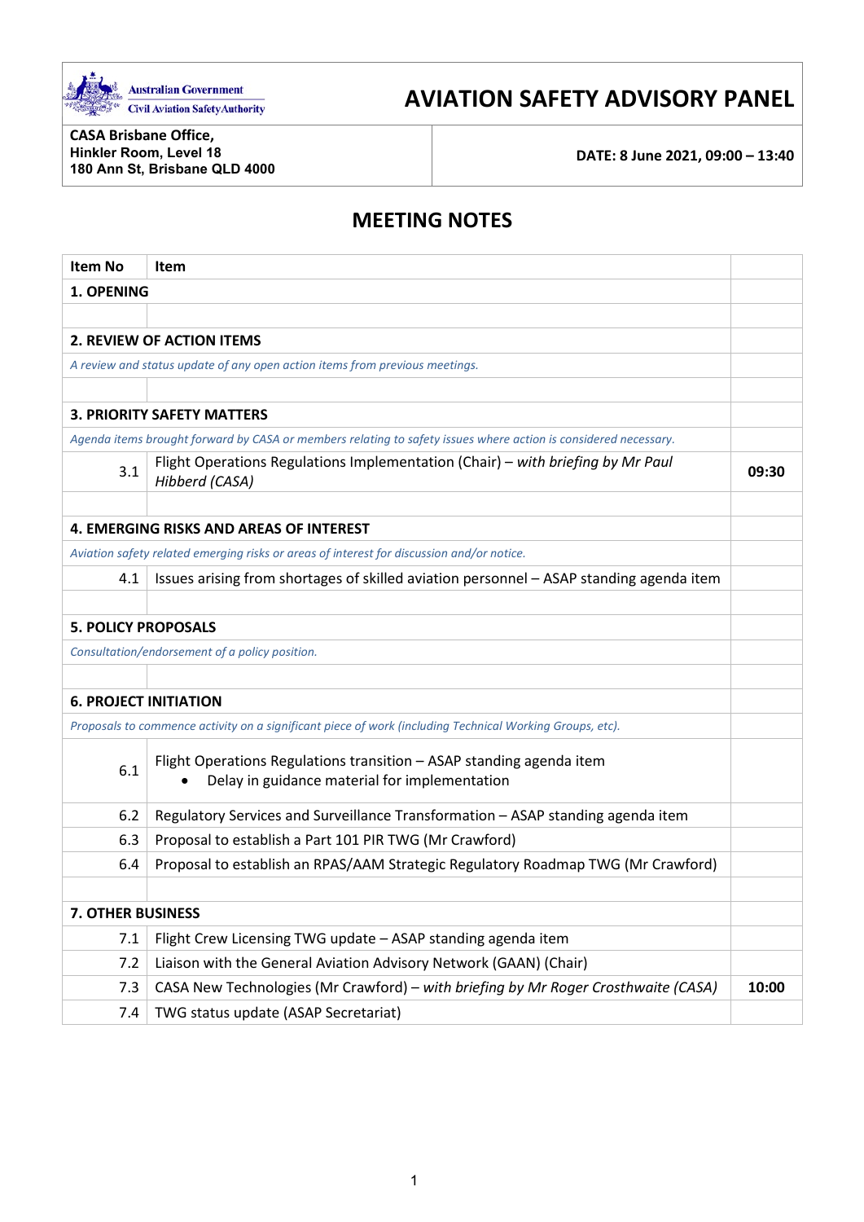Australian Government
Civil Aviation Safety Authority

# AVIATION SAFETY ADVISORY PANEL

| | |
|---|---|
| **CASA Brisbane Office,**<br>**Hinkler Room, Level 18**<br>**180 Ann St, Brisbane QLD 4000** | **DATE: 8 June 2021, 09:00 – 13:40** |

## MEETING NOTES

| Item No | Item | |
|---|---|---|
| **1. OPENING** | | |
| | | |
| **2. REVIEW OF ACTION ITEMS** | | |
| *A review and status update of any open action items from previous meetings.* | | |
| | | |
| **3. PRIORITY SAFETY MATTERS** | | |
| *Agenda items brought forward by CASA or members relating to safety issues where action is considered necessary.* | | |
| 3.1 | Flight Operations Regulations Implementation (Chair) – *with briefing by Mr Paul Hibberd (CASA)* | **09:30** |
| | | |
| **4. EMERGING RISKS AND AREAS OF INTEREST** | | |
| *Aviation safety related emerging risks or areas of interest for discussion and/or notice.* | | |
| 4.1 | Issues arising from shortages of skilled aviation personnel – ASAP standing agenda item | |
| | | |
| **5. POLICY PROPOSALS** | | |
| *Consultation/endorsement of a policy position.* | | |
| | | |
| **6. PROJECT INITIATION** | | |
| *Proposals to commence activity on a significant piece of work (including Technical Working Groups, etc).* | | |
| 6.1 | Flight Operations Regulations transition – ASAP standing agenda item<br>• Delay in guidance material for implementation | |
| 6.2 | Regulatory Services and Surveillance Transformation – ASAP standing agenda item | |
| 6.3 | Proposal to establish a Part 101 PIR TWG (Mr Crawford) | |
| 6.4 | Proposal to establish an RPAS/AAM Strategic Regulatory Roadmap TWG (Mr Crawford) | |
| | | |
| **7. OTHER BUSINESS** | | |
| 7.1 | Flight Crew Licensing TWG update – ASAP standing agenda item | |
| 7.2 | Liaison with the General Aviation Advisory Network (GAAN) (Chair) | |
| 7.3 | CASA New Technologies (Mr Crawford) – *with briefing by Mr Roger Crosthwaite (CASA)* | **10:00** |
| 7.4 | TWG status update (ASAP Secretariat) | |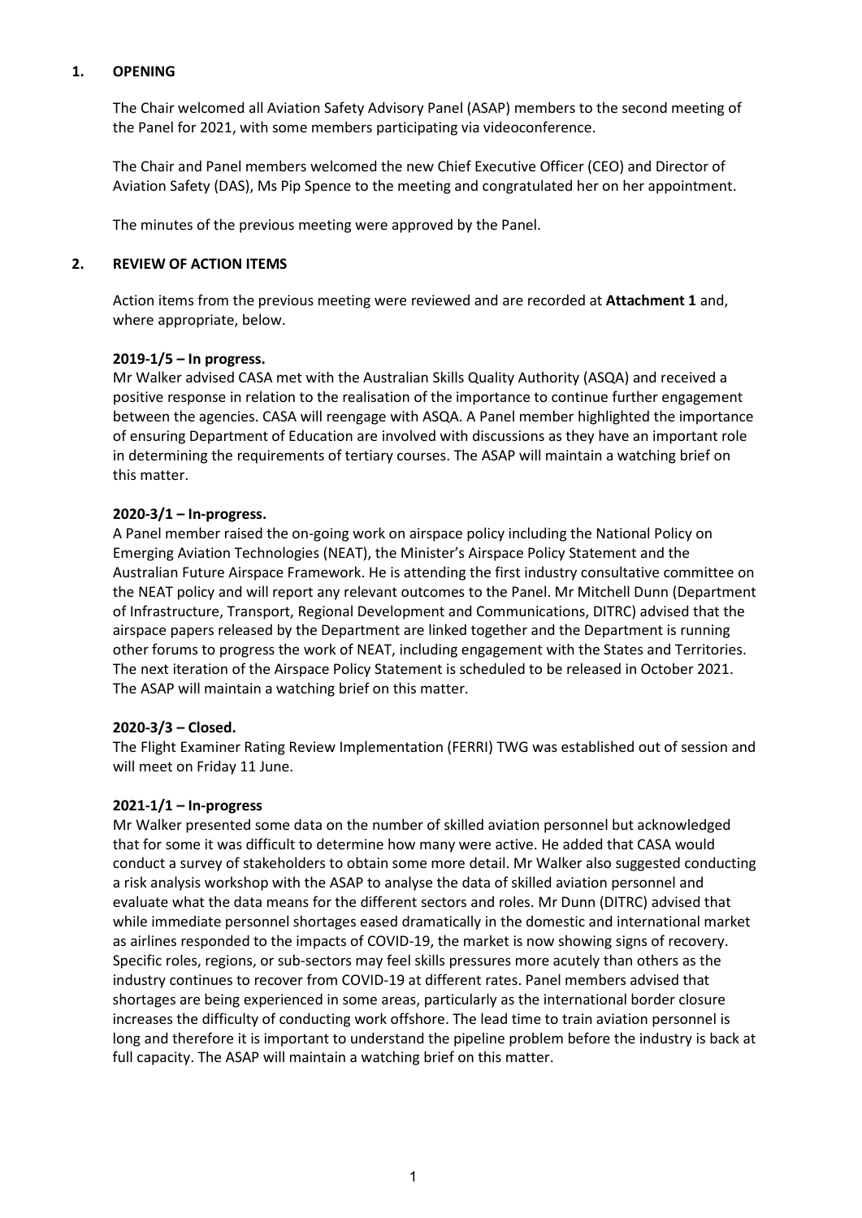## 1. OPENING

The Chair welcomed all Aviation Safety Advisory Panel (ASAP) members to the second meeting of the Panel for 2021, with some members participating via videoconference.

The Chair and Panel members welcomed the new Chief Executive Officer (CEO) and Director of Aviation Safety (DAS), Ms Pip Spence to the meeting and congratulated her on her appointment.

The minutes of the previous meeting were approved by the Panel.

## 2. REVIEW OF ACTION ITEMS

Action items from the previous meeting were reviewed and are recorded at **Attachment 1** and, where appropriate, below.

**2019-1/5 – In progress.**
Mr Walker advised CASA met with the Australian Skills Quality Authority (ASQA) and received a positive response in relation to the realisation of the importance to continue further engagement between the agencies. CASA will reengage with ASQA. A Panel member highlighted the importance of ensuring Department of Education are involved with discussions as they have an important role in determining the requirements of tertiary courses. The ASAP will maintain a watching brief on this matter.

**2020-3/1 – In-progress.**
A Panel member raised the on-going work on airspace policy including the National Policy on Emerging Aviation Technologies (NEAT), the Minister's Airspace Policy Statement and the Australian Future Airspace Framework. He is attending the first industry consultative committee on the NEAT policy and will report any relevant outcomes to the Panel. Mr Mitchell Dunn (Department of Infrastructure, Transport, Regional Development and Communications, DITRC) advised that the airspace papers released by the Department are linked together and the Department is running other forums to progress the work of NEAT, including engagement with the States and Territories. The next iteration of the Airspace Policy Statement is scheduled to be released in October 2021. The ASAP will maintain a watching brief on this matter.

**2020-3/3 – Closed.**
The Flight Examiner Rating Review Implementation (FERRI) TWG was established out of session and will meet on Friday 11 June.

**2021-1/1 – In-progress**
Mr Walker presented some data on the number of skilled aviation personnel but acknowledged that for some it was difficult to determine how many were active. He added that CASA would conduct a survey of stakeholders to obtain some more detail. Mr Walker also suggested conducting a risk analysis workshop with the ASAP to analyse the data of skilled aviation personnel and evaluate what the data means for the different sectors and roles. Mr Dunn (DITRC) advised that while immediate personnel shortages eased dramatically in the domestic and international market as airlines responded to the impacts of COVID-19, the market is now showing signs of recovery. Specific roles, regions, or sub-sectors may feel skills pressures more acutely than others as the industry continues to recover from COVID-19 at different rates. Panel members advised that shortages are being experienced in some areas, particularly as the international border closure increases the difficulty of conducting work offshore. The lead time to train aviation personnel is long and therefore it is important to understand the pipeline problem before the industry is back at full capacity. The ASAP will maintain a watching brief on this matter.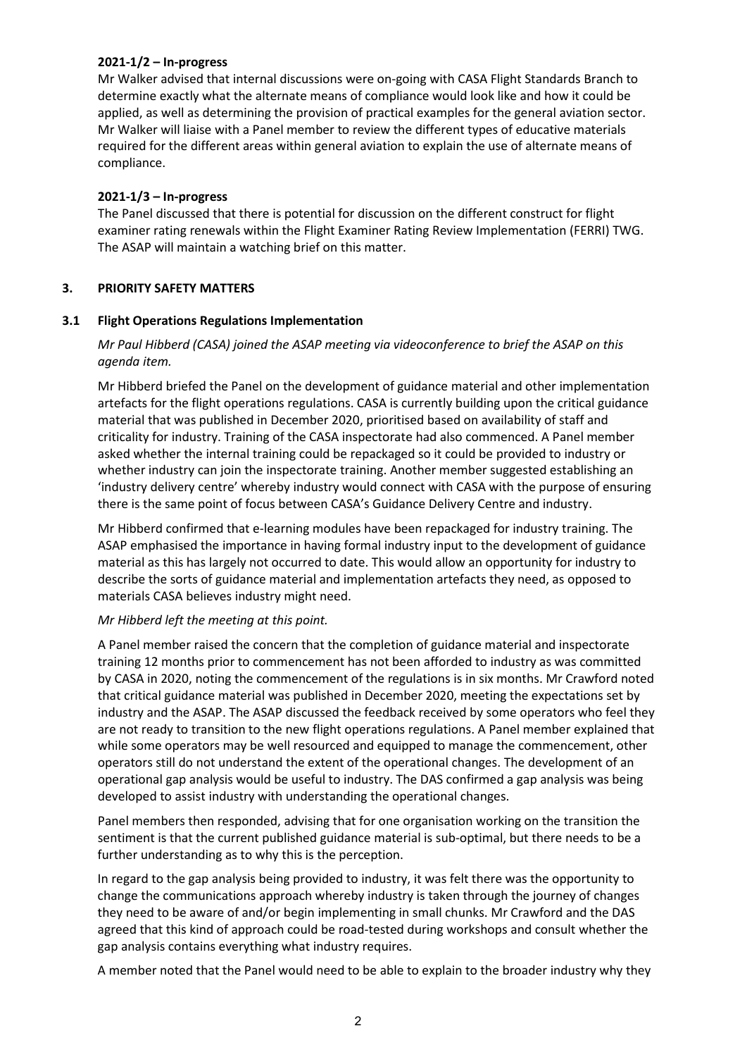#### 2021-1/2 – In-progress

Mr Walker advised that internal discussions were on-going with CASA Flight Standards Branch to determine exactly what the alternate means of compliance would look like and how it could be applied, as well as determining the provision of practical examples for the general aviation sector. Mr Walker will liaise with a Panel member to review the different types of educative materials required for the different areas within general aviation to explain the use of alternate means of compliance.

#### 2021-1/3 – In-progress

The Panel discussed that there is potential for discussion on the different construct for flight examiner rating renewals within the Flight Examiner Rating Review Implementation (FERRI) TWG. The ASAP will maintain a watching brief on this matter.

## 3. PRIORITY SAFETY MATTERS

### 3.1 Flight Operations Regulations Implementation

*Mr Paul Hibberd (CASA) joined the ASAP meeting via videoconference to brief the ASAP on this agenda item.*

Mr Hibberd briefed the Panel on the development of guidance material and other implementation artefacts for the flight operations regulations. CASA is currently building upon the critical guidance material that was published in December 2020, prioritised based on availability of staff and criticality for industry. Training of the CASA inspectorate had also commenced. A Panel member asked whether the internal training could be repackaged so it could be provided to industry or whether industry can join the inspectorate training. Another member suggested establishing an 'industry delivery centre' whereby industry would connect with CASA with the purpose of ensuring there is the same point of focus between CASA's Guidance Delivery Centre and industry.

Mr Hibberd confirmed that e-learning modules have been repackaged for industry training. The ASAP emphasised the importance in having formal industry input to the development of guidance material as this has largely not occurred to date. This would allow an opportunity for industry to describe the sorts of guidance material and implementation artefacts they need, as opposed to materials CASA believes industry might need.

*Mr Hibberd left the meeting at this point.*

A Panel member raised the concern that the completion of guidance material and inspectorate training 12 months prior to commencement has not been afforded to industry as was committed by CASA in 2020, noting the commencement of the regulations is in six months. Mr Crawford noted that critical guidance material was published in December 2020, meeting the expectations set by industry and the ASAP. The ASAP discussed the feedback received by some operators who feel they are not ready to transition to the new flight operations regulations. A Panel member explained that while some operators may be well resourced and equipped to manage the commencement, other operators still do not understand the extent of the operational changes. The development of an operational gap analysis would be useful to industry. The DAS confirmed a gap analysis was being developed to assist industry with understanding the operational changes.

Panel members then responded, advising that for one organisation working on the transition the sentiment is that the current published guidance material is sub-optimal, but there needs to be a further understanding as to why this is the perception.

In regard to the gap analysis being provided to industry, it was felt there was the opportunity to change the communications approach whereby industry is taken through the journey of changes they need to be aware of and/or begin implementing in small chunks. Mr Crawford and the DAS agreed that this kind of approach could be road-tested during workshops and consult whether the gap analysis contains everything what industry requires.

A member noted that the Panel would need to be able to explain to the broader industry why they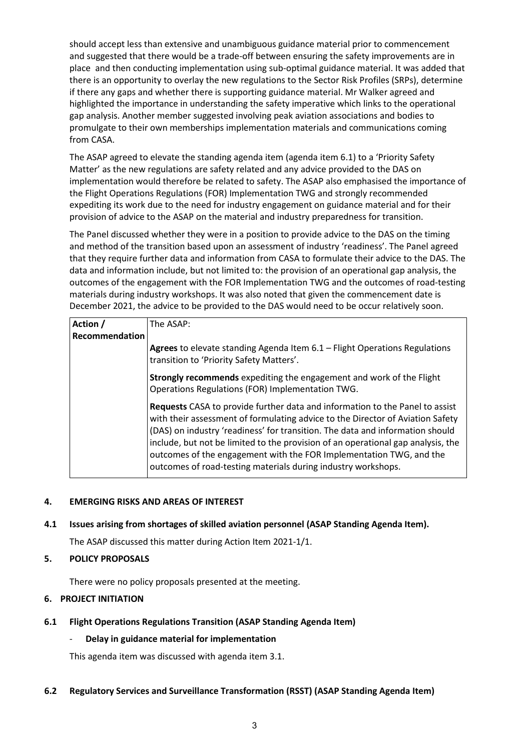should accept less than extensive and unambiguous guidance material prior to commencement and suggested that there would be a trade-off between ensuring the safety improvements are in place and then conducting implementation using sub-optimal guidance material. It was added that there is an opportunity to overlay the new regulations to the Sector Risk Profiles (SRPs), determine if there any gaps and whether there is supporting guidance material. Mr Walker agreed and highlighted the importance in understanding the safety imperative which links to the operational gap analysis. Another member suggested involving peak aviation associations and bodies to promulgate to their own memberships implementation materials and communications coming from CASA.

The ASAP agreed to elevate the standing agenda item (agenda item 6.1) to a 'Priority Safety Matter' as the new regulations are safety related and any advice provided to the DAS on implementation would therefore be related to safety. The ASAP also emphasised the importance of the Flight Operations Regulations (FOR) Implementation TWG and strongly recommended expediting its work due to the need for industry engagement on guidance material and for their provision of advice to the ASAP on the material and industry preparedness for transition.

The Panel discussed whether they were in a position to provide advice to the DAS on the timing and method of the transition based upon an assessment of industry 'readiness'. The Panel agreed that they require further data and information from CASA to formulate their advice to the DAS. The data and information include, but not limited to: the provision of an operational gap analysis, the outcomes of the engagement with the FOR Implementation TWG and the outcomes of road-testing materials during industry workshops. It was also noted that given the commencement date is December 2021, the advice to be provided to the DAS would need to be occur relatively soon.

| **Action / Recommendation** | The ASAP:<br><br>**Agrees** to elevate standing Agenda Item 6.1 – Flight Operations Regulations transition to 'Priority Safety Matters'.<br><br>**Strongly recommends** expediting the engagement and work of the Flight Operations Regulations (FOR) Implementation TWG.<br><br>**Requests** CASA to provide further data and information to the Panel to assist with their assessment of formulating advice to the Director of Aviation Safety (DAS) on industry 'readiness' for transition. The data and information should include, but not be limited to the provision of an operational gap analysis, the outcomes of the engagement with the FOR Implementation TWG, and the outcomes of road-testing materials during industry workshops. |
|---|---|

## 4. EMERGING RISKS AND AREAS OF INTEREST

### 4.1 Issues arising from shortages of skilled aviation personnel (ASAP Standing Agenda Item).

The ASAP discussed this matter during Action Item 2021-1/1.

## 5. POLICY PROPOSALS

There were no policy proposals presented at the meeting.

## 6. PROJECT INITIATION

### 6.1 Flight Operations Regulations Transition (ASAP Standing Agenda Item)

- **Delay in guidance material for implementation**

This agenda item was discussed with agenda item 3.1.

### 6.2 Regulatory Services and Surveillance Transformation (RSST) (ASAP Standing Agenda Item)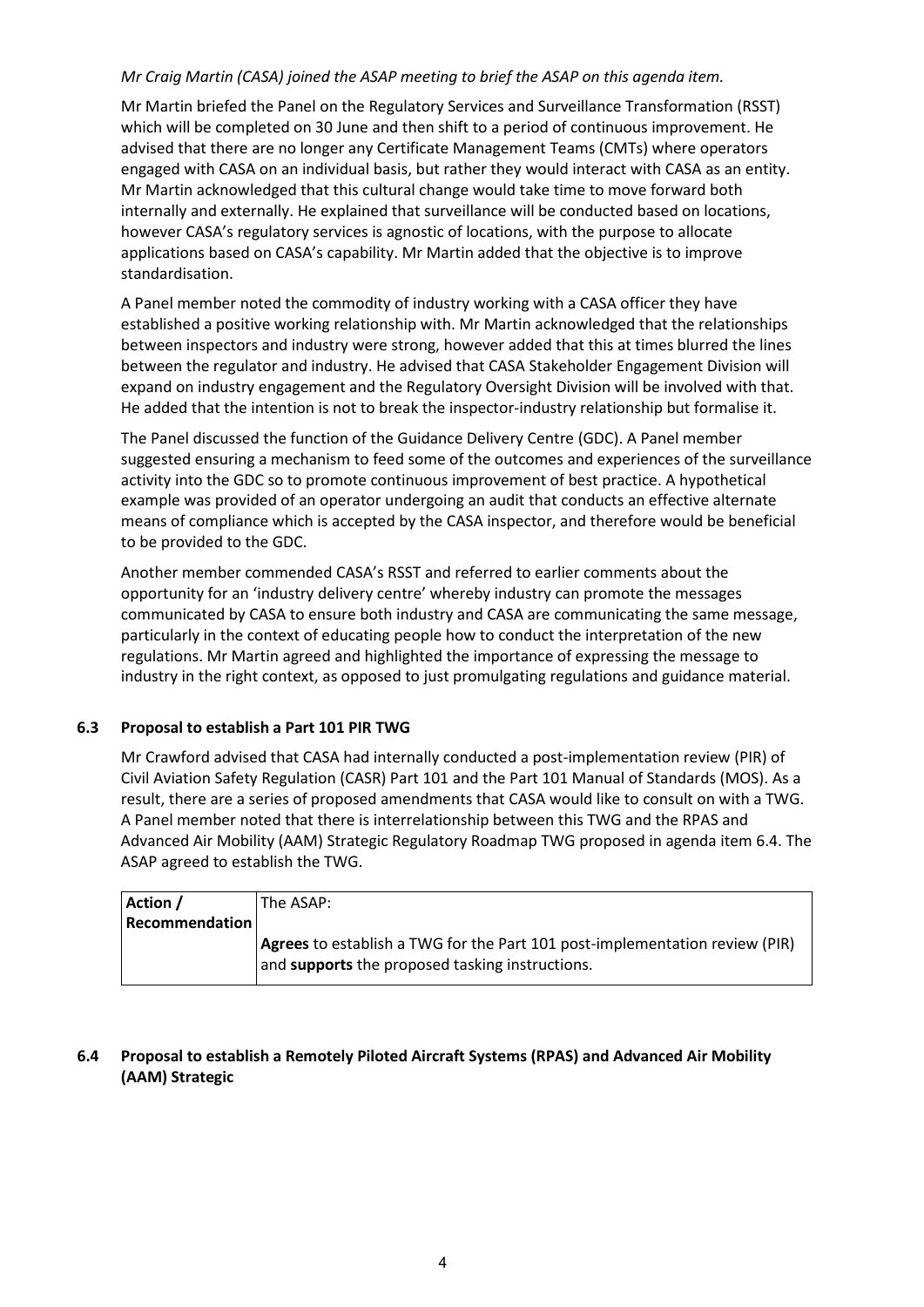*Mr Craig Martin (CASA) joined the ASAP meeting to brief the ASAP on this agenda item.*

Mr Martin briefed the Panel on the Regulatory Services and Surveillance Transformation (RSST) which will be completed on 30 June and then shift to a period of continuous improvement. He advised that there are no longer any Certificate Management Teams (CMTs) where operators engaged with CASA on an individual basis, but rather they would interact with CASA as an entity. Mr Martin acknowledged that this cultural change would take time to move forward both internally and externally. He explained that surveillance will be conducted based on locations, however CASA's regulatory services is agnostic of locations, with the purpose to allocate applications based on CASA's capability. Mr Martin added that the objective is to improve standardisation.

A Panel member noted the commodity of industry working with a CASA officer they have established a positive working relationship with. Mr Martin acknowledged that the relationships between inspectors and industry were strong, however added that this at times blurred the lines between the regulator and industry. He advised that CASA Stakeholder Engagement Division will expand on industry engagement and the Regulatory Oversight Division will be involved with that. He added that the intention is not to break the inspector-industry relationship but formalise it.

The Panel discussed the function of the Guidance Delivery Centre (GDC). A Panel member suggested ensuring a mechanism to feed some of the outcomes and experiences of the surveillance activity into the GDC so to promote continuous improvement of best practice. A hypothetical example was provided of an operator undergoing an audit that conducts an effective alternate means of compliance which is accepted by the CASA inspector, and therefore would be beneficial to be provided to the GDC.

Another member commended CASA's RSST and referred to earlier comments about the opportunity for an 'industry delivery centre' whereby industry can promote the messages communicated by CASA to ensure both industry and CASA are communicating the same message, particularly in the context of educating people how to conduct the interpretation of the new regulations. Mr Martin agreed and highlighted the importance of expressing the message to industry in the right context, as opposed to just promulgating regulations and guidance material.

### 6.3 Proposal to establish a Part 101 PIR TWG

Mr Crawford advised that CASA had internally conducted a post-implementation review (PIR) of Civil Aviation Safety Regulation (CASR) Part 101 and the Part 101 Manual of Standards (MOS). As a result, there are a series of proposed amendments that CASA would like to consult on with a TWG. A Panel member noted that there is interrelationship between this TWG and the RPAS and Advanced Air Mobility (AAM) Strategic Regulatory Roadmap TWG proposed in agenda item 6.4. The ASAP agreed to establish the TWG.

| Action / Recommendation | The ASAP:<br><br>**Agrees** to establish a TWG for the Part 101 post-implementation review (PIR) and **supports** the proposed tasking instructions. |
|---|---|

### 6.4 Proposal to establish a Remotely Piloted Aircraft Systems (RPAS) and Advanced Air Mobility (AAM) Strategic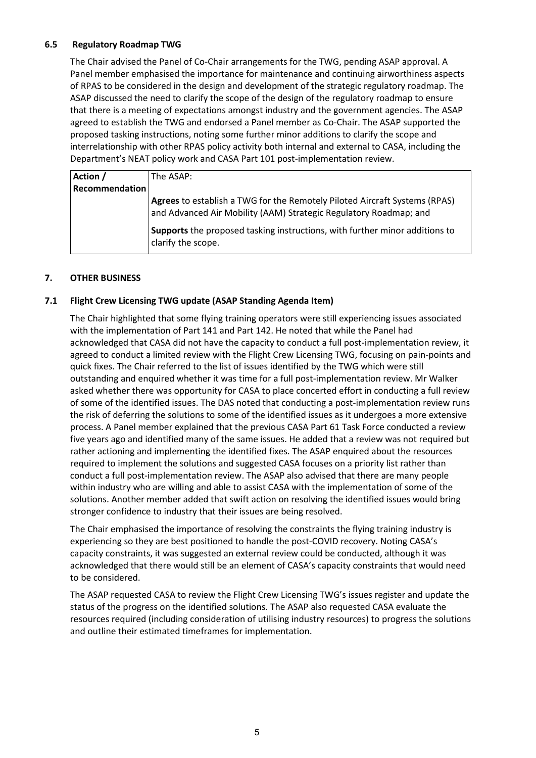### 6.5 Regulatory Roadmap TWG

The Chair advised the Panel of Co-Chair arrangements for the TWG, pending ASAP approval. A Panel member emphasised the importance for maintenance and continuing airworthiness aspects of RPAS to be considered in the design and development of the strategic regulatory roadmap. The ASAP discussed the need to clarify the scope of the design of the regulatory roadmap to ensure that there is a meeting of expectations amongst industry and the government agencies. The ASAP agreed to establish the TWG and endorsed a Panel member as Co-Chair. The ASAP supported the proposed tasking instructions, noting some further minor additions to clarify the scope and interrelationship with other RPAS policy activity both internal and external to CASA, including the Department's NEAT policy work and CASA Part 101 post-implementation review.

| **Action / Recommendation** | The ASAP:<br><br>**Agrees** to establish a TWG for the Remotely Piloted Aircraft Systems (RPAS) and Advanced Air Mobility (AAM) Strategic Regulatory Roadmap; and<br><br>**Supports** the proposed tasking instructions, with further minor additions to clarify the scope. |
|---|---|

## 7. OTHER BUSINESS

### 7.1 Flight Crew Licensing TWG update (ASAP Standing Agenda Item)

The Chair highlighted that some flying training operators were still experiencing issues associated with the implementation of Part 141 and Part 142. He noted that while the Panel had acknowledged that CASA did not have the capacity to conduct a full post-implementation review, it agreed to conduct a limited review with the Flight Crew Licensing TWG, focusing on pain-points and quick fixes. The Chair referred to the list of issues identified by the TWG which were still outstanding and enquired whether it was time for a full post-implementation review. Mr Walker asked whether there was opportunity for CASA to place concerted effort in conducting a full review of some of the identified issues. The DAS noted that conducting a post-implementation review runs the risk of deferring the solutions to some of the identified issues as it undergoes a more extensive process. A Panel member explained that the previous CASA Part 61 Task Force conducted a review five years ago and identified many of the same issues. He added that a review was not required but rather actioning and implementing the identified fixes. The ASAP enquired about the resources required to implement the solutions and suggested CASA focuses on a priority list rather than conduct a full post-implementation review. The ASAP also advised that there are many people within industry who are willing and able to assist CASA with the implementation of some of the solutions. Another member added that swift action on resolving the identified issues would bring stronger confidence to industry that their issues are being resolved.

The Chair emphasised the importance of resolving the constraints the flying training industry is experiencing so they are best positioned to handle the post-COVID recovery. Noting CASA's capacity constraints, it was suggested an external review could be conducted, although it was acknowledged that there would still be an element of CASA's capacity constraints that would need to be considered.

The ASAP requested CASA to review the Flight Crew Licensing TWG's issues register and update the status of the progress on the identified solutions. The ASAP also requested CASA evaluate the resources required (including consideration of utilising industry resources) to progress the solutions and outline their estimated timeframes for implementation.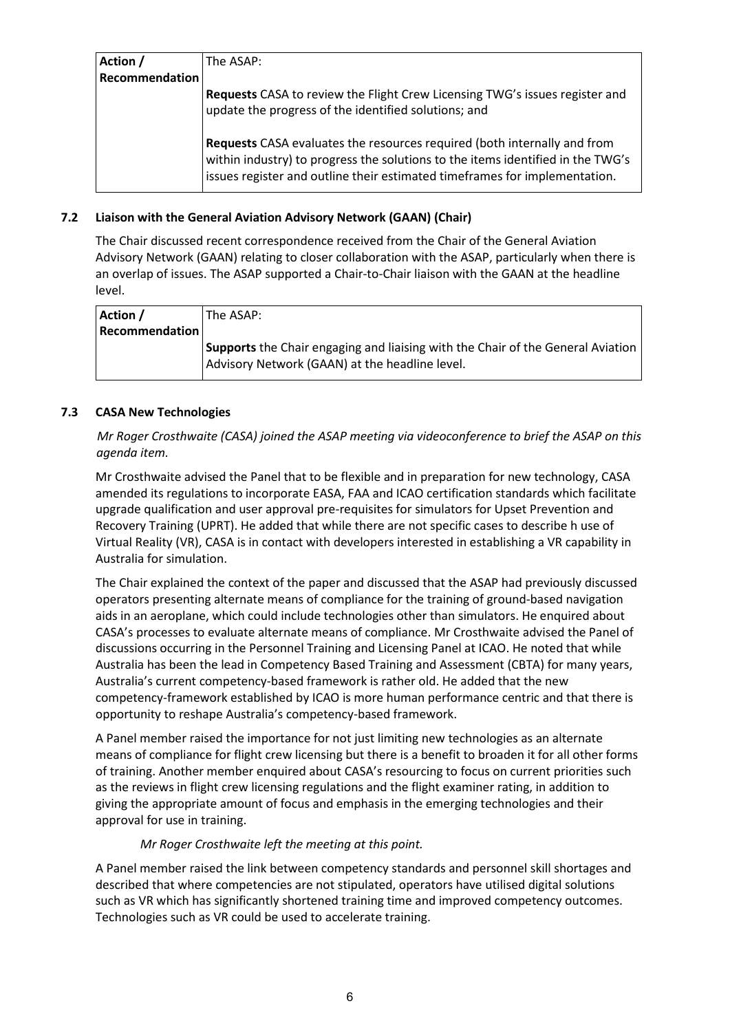| Action / Recommendation | The ASAP:<br><br>**Requests** CASA to review the Flight Crew Licensing TWG's issues register and update the progress of the identified solutions; and<br><br>**Requests** CASA evaluates the resources required (both internally and from within industry) to progress the solutions to the items identified in the TWG's issues register and outline their estimated timeframes for implementation. |
|---|---|

### 7.2 Liaison with the General Aviation Advisory Network (GAAN) (Chair)

The Chair discussed recent correspondence received from the Chair of the General Aviation Advisory Network (GAAN) relating to closer collaboration with the ASAP, particularly when there is an overlap of issues. The ASAP supported a Chair-to-Chair liaison with the GAAN at the headline level.

| Action / Recommendation | The ASAP:<br><br>**Supports** the Chair engaging and liaising with the Chair of the General Aviation Advisory Network (GAAN) at the headline level. |
|---|---|

### 7.3 CASA New Technologies

*Mr Roger Crosthwaite (CASA) joined the ASAP meeting via videoconference to brief the ASAP on this agenda item.*

Mr Crosthwaite advised the Panel that to be flexible and in preparation for new technology, CASA amended its regulations to incorporate EASA, FAA and ICAO certification standards which facilitate upgrade qualification and user approval pre-requisites for simulators for Upset Prevention and Recovery Training (UPRT). He added that while there are not specific cases to describe h use of Virtual Reality (VR), CASA is in contact with developers interested in establishing a VR capability in Australia for simulation.

The Chair explained the context of the paper and discussed that the ASAP had previously discussed operators presenting alternate means of compliance for the training of ground-based navigation aids in an aeroplane, which could include technologies other than simulators. He enquired about CASA's processes to evaluate alternate means of compliance. Mr Crosthwaite advised the Panel of discussions occurring in the Personnel Training and Licensing Panel at ICAO. He noted that while Australia has been the lead in Competency Based Training and Assessment (CBTA) for many years, Australia's current competency-based framework is rather old. He added that the new competency-framework established by ICAO is more human performance centric and that there is opportunity to reshape Australia's competency-based framework.

A Panel member raised the importance for not just limiting new technologies as an alternate means of compliance for flight crew licensing but there is a benefit to broaden it for all other forms of training. Another member enquired about CASA's resourcing to focus on current priorities such as the reviews in flight crew licensing regulations and the flight examiner rating, in addition to giving the appropriate amount of focus and emphasis in the emerging technologies and their approval for use in training.

*Mr Roger Crosthwaite left the meeting at this point.*

A Panel member raised the link between competency standards and personnel skill shortages and described that where competencies are not stipulated, operators have utilised digital solutions such as VR which has significantly shortened training time and improved competency outcomes. Technologies such as VR could be used to accelerate training.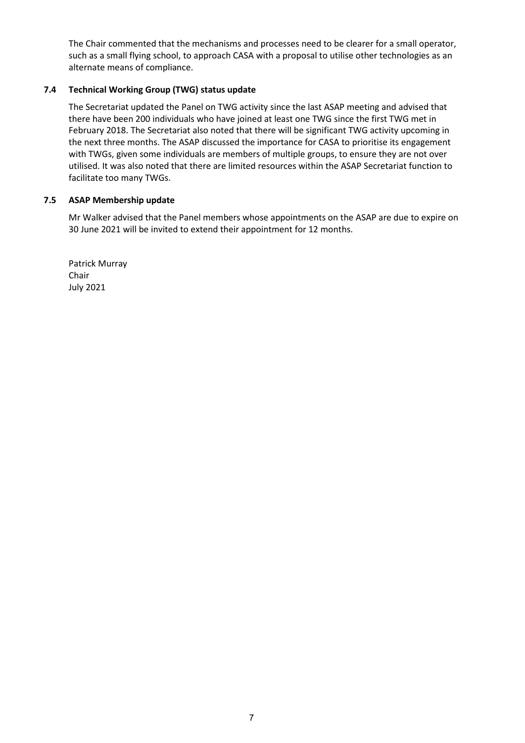The Chair commented that the mechanisms and processes need to be clearer for a small operator, such as a small flying school, to approach CASA with a proposal to utilise other technologies as an alternate means of compliance.

### 7.4 Technical Working Group (TWG) status update

The Secretariat updated the Panel on TWG activity since the last ASAP meeting and advised that there have been 200 individuals who have joined at least one TWG since the first TWG met in February 2018. The Secretariat also noted that there will be significant TWG activity upcoming in the next three months. The ASAP discussed the importance for CASA to prioritise its engagement with TWGs, given some individuals are members of multiple groups, to ensure they are not over utilised. It was also noted that there are limited resources within the ASAP Secretariat function to facilitate too many TWGs.

### 7.5 ASAP Membership update

Mr Walker advised that the Panel members whose appointments on the ASAP are due to expire on 30 June 2021 will be invited to extend their appointment for 12 months.

Patrick Murray
Chair
July 2021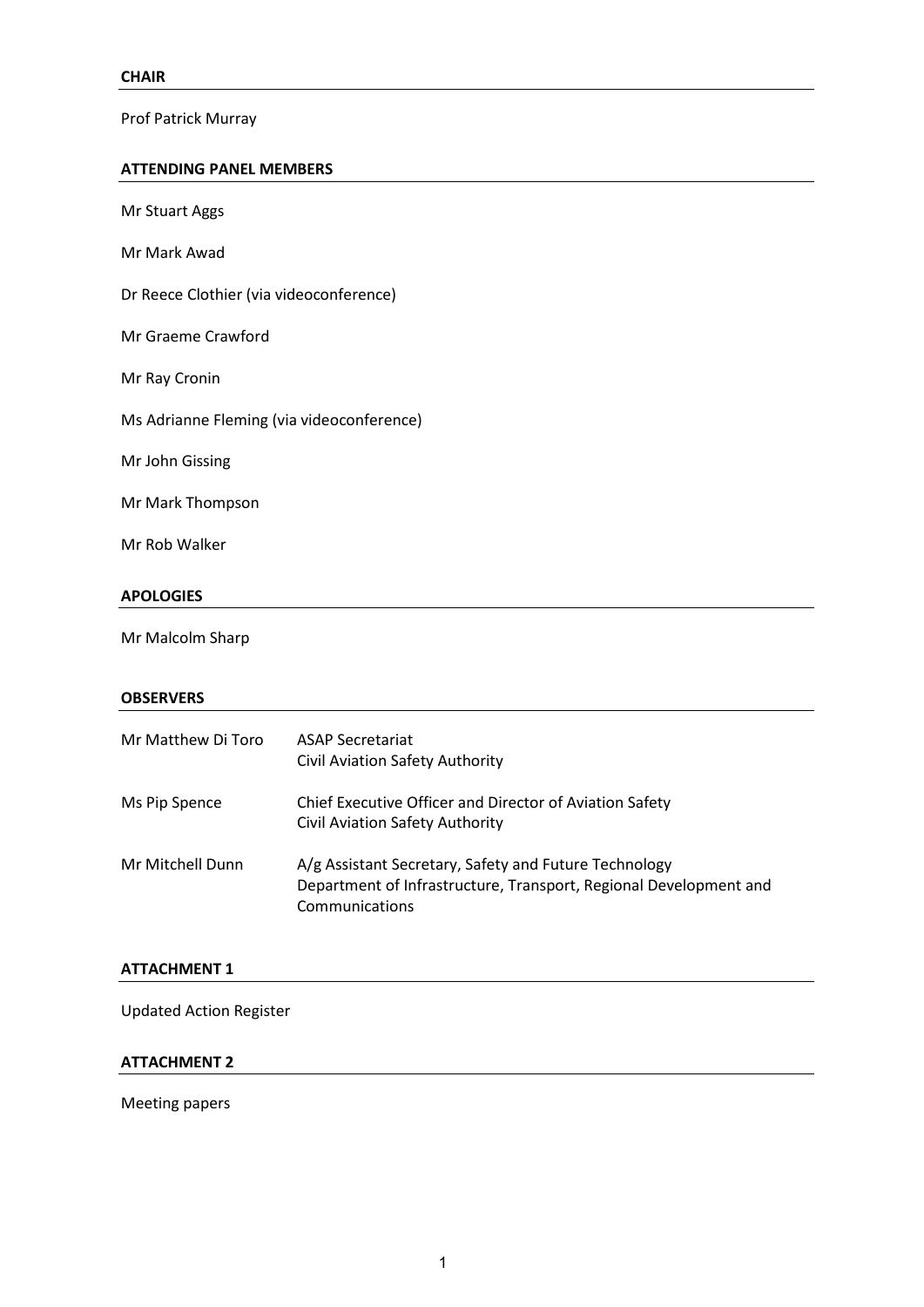## CHAIR

Prof Patrick Murray

## ATTENDING PANEL MEMBERS

Mr Stuart Aggs

Mr Mark Awad

Dr Reece Clothier (via videoconference)

Mr Graeme Crawford

Mr Ray Cronin

Ms Adrianne Fleming (via videoconference)

Mr John Gissing

Mr Mark Thompson

Mr Rob Walker

## APOLOGIES

Mr Malcolm Sharp

## OBSERVERS

| | |
|---|---|
| Mr Matthew Di Toro | ASAP Secretariat<br>Civil Aviation Safety Authority |
| Ms Pip Spence | Chief Executive Officer and Director of Aviation Safety<br>Civil Aviation Safety Authority |
| Mr Mitchell Dunn | A/g Assistant Secretary, Safety and Future Technology<br>Department of Infrastructure, Transport, Regional Development and Communications |

## ATTACHMENT 1

Updated Action Register

## ATTACHMENT 2

Meeting papers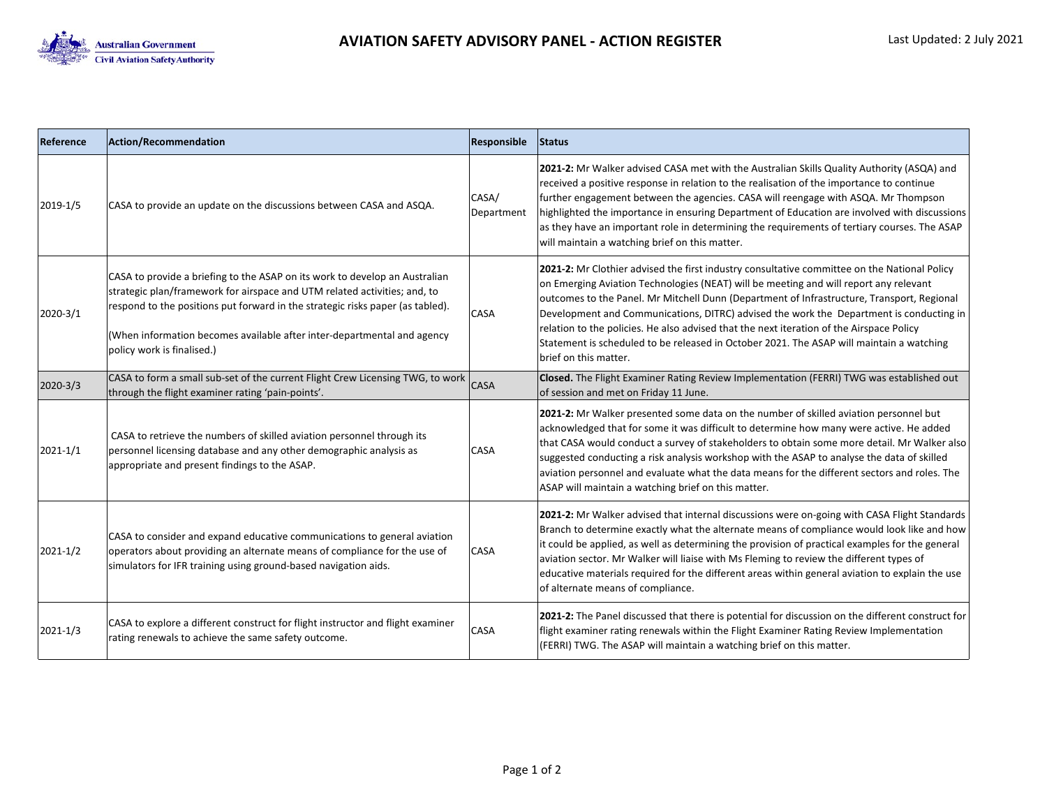# AVIATION SAFETY ADVISORY PANEL - ACTION REGISTER

Last Updated: 2 July 2021

| Reference | Action/Recommendation | Responsible | Status |
|---|---|---|---|
| 2019-1/5 | CASA to provide an update on the discussions between CASA and ASQA. | CASA/ Department | **2021-2:** Mr Walker advised CASA met with the Australian Skills Quality Authority (ASQA) and received a positive response in relation to the realisation of the importance to continue further engagement between the agencies. CASA will reengage with ASQA. Mr Thompson highlighted the importance in ensuring Department of Education are involved with discussions as they have an important role in determining the requirements of tertiary courses. The ASAP will maintain a watching brief on this matter. |
| 2020-3/1 | CASA to provide a briefing to the ASAP on its work to develop an Australian strategic plan/framework for airspace and UTM related activities; and, to respond to the positions put forward in the strategic risks paper (as tabled).<br><br>(When information becomes available after inter-departmental and agency policy work is finalised.) | CASA | **2021-2:** Mr Clothier advised the first industry consultative committee on the National Policy on Emerging Aviation Technologies (NEAT) will be meeting and will report any relevant outcomes to the Panel. Mr Mitchell Dunn (Department of Infrastructure, Transport, Regional Development and Communications, DITRC) advised the work the Department is conducting in relation to the policies. He also advised that the next iteration of the Airspace Policy Statement is scheduled to be released in October 2021. The ASAP will maintain a watching brief on this matter. |
| 2020-3/3 | CASA to form a small sub-set of the current Flight Crew Licensing TWG, to work through the flight examiner rating 'pain-points'. | CASA | **Closed.** The Flight Examiner Rating Review Implementation (FERRI) TWG was established out of session and met on Friday 11 June. |
| 2021-1/1 | CASA to retrieve the numbers of skilled aviation personnel through its personnel licensing database and any other demographic analysis as appropriate and present findings to the ASAP. | CASA | **2021-2:** Mr Walker presented some data on the number of skilled aviation personnel but acknowledged that for some it was difficult to determine how many were active. He added that CASA would conduct a survey of stakeholders to obtain some more detail. Mr Walker also suggested conducting a risk analysis workshop with the ASAP to analyse the data of skilled aviation personnel and evaluate what the data means for the different sectors and roles. The ASAP will maintain a watching brief on this matter. |
| 2021-1/2 | CASA to consider and expand educative communications to general aviation operators about providing an alternate means of compliance for the use of simulators for IFR training using ground-based navigation aids. | CASA | **2021-2:** Mr Walker advised that internal discussions were on-going with CASA Flight Standards Branch to determine exactly what the alternate means of compliance would look like and how it could be applied, as well as determining the provision of practical examples for the general aviation sector. Mr Walker will liaise with Ms Fleming to review the different types of educative materials required for the different areas within general aviation to explain the use of alternate means of compliance. |
| 2021-1/3 | CASA to explore a different construct for flight instructor and flight examiner rating renewals to achieve the same safety outcome. | CASA | **2021-2:** The Panel discussed that there is potential for discussion on the different construct for flight examiner rating renewals within the Flight Examiner Rating Review Implementation (FERRI) TWG. The ASAP will maintain a watching brief on this matter. |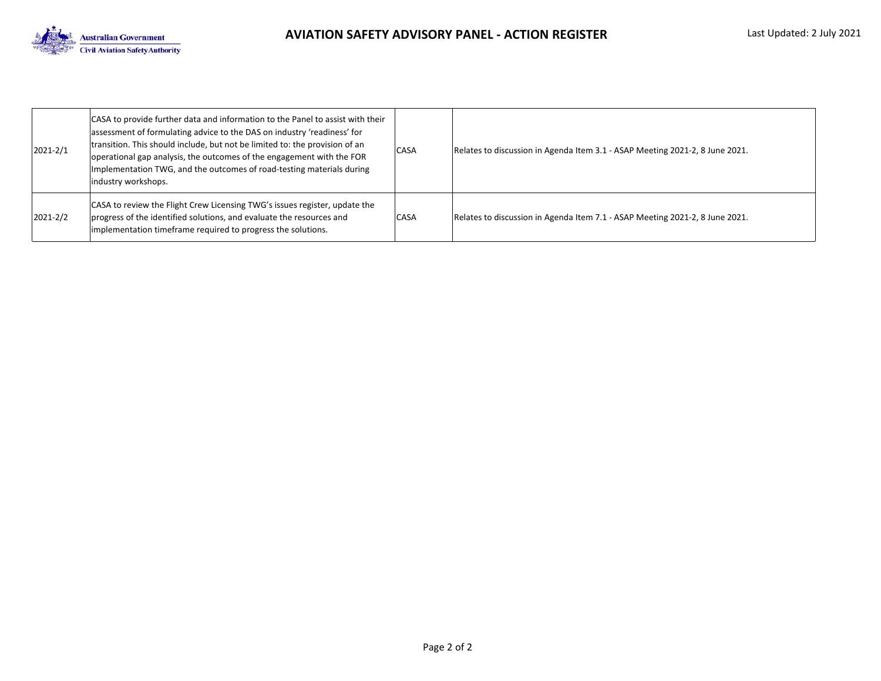| | | | |
|---|---|---|---|
| 2021-2/1 | CASA to provide further data and information to the Panel to assist with their assessment of formulating advice to the DAS on industry 'readiness' for transition. This should include, but not be limited to: the provision of an operational gap analysis, the outcomes of the engagement with the FOR Implementation TWG, and the outcomes of road-testing materials during industry workshops. | CASA | Relates to discussion in Agenda Item 3.1 - ASAP Meeting 2021-2, 8 June 2021. |
| 2021-2/2 | CASA to review the Flight Crew Licensing TWG's issues register, update the progress of the identified solutions, and evaluate the resources and implementation timeframe required to progress the solutions. | CASA | Relates to discussion in Agenda Item 7.1 - ASAP Meeting 2021-2, 8 June 2021. |